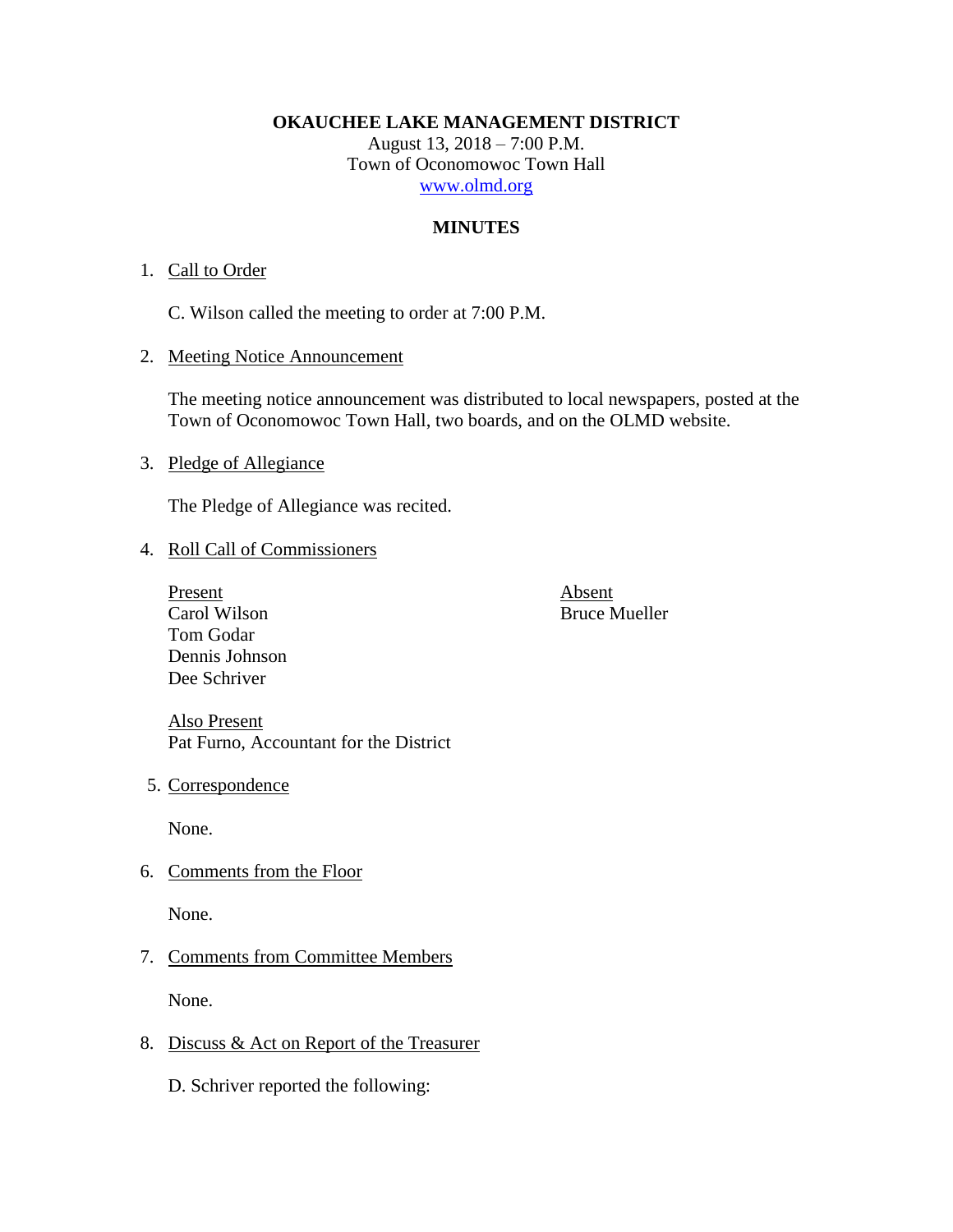**OKAUCHEE LAKE MANAGEMENT DISTRICT**
August 13, 2018 – 7:00 P.M.
Town of Oconomowoc Town Hall
www.olmd.org

## MINUTES

1. Call to Order

   C. Wilson called the meeting to order at 7:00 P.M.

2. Meeting Notice Announcement

   The meeting notice announcement was distributed to local newspapers, posted at the Town of Oconomowoc Town Hall, two boards, and on the OLMD website.

3. Pledge of Allegiance

   The Pledge of Allegiance was recited.

4. Roll Call of Commissioners

   | Present | Absent |
   |---|---|
   | Carol Wilson | Bruce Mueller |
   | Tom Godar | |
   | Dennis Johnson | |
   | Dee Schriver | |

   Also Present
   Pat Furno, Accountant for the District

5. Correspondence

   None.

6. Comments from the Floor

   None.

7. Comments from Committee Members

   None.

8. Discuss & Act on Report of the Treasurer

   D. Schriver reported the following: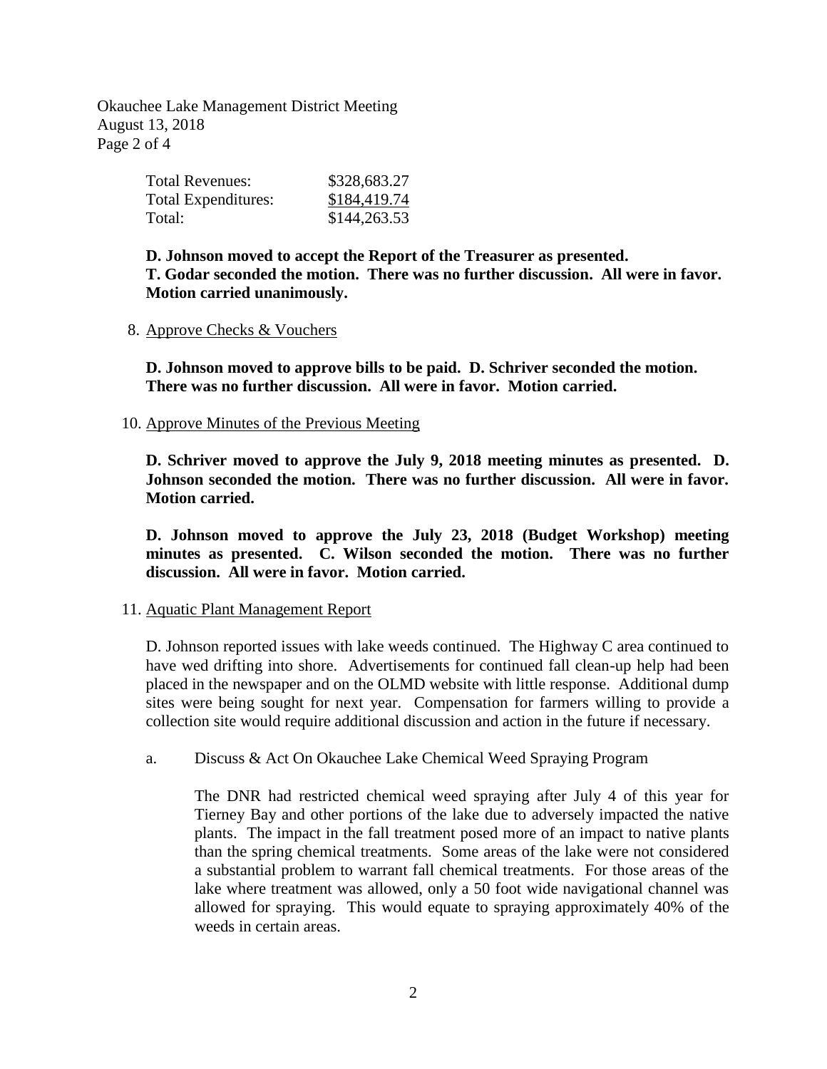| | |
|---|---|
| Total Revenues: | \$328,683.27 |
| Total Expenditures: | \$184,419.74 |
| Total: | \$144,263.53 |

**D. Johnson moved to accept the Report of the Treasurer as presented. T. Godar seconded the motion. There was no further discussion. All were in favor. Motion carried unanimously.**

8. Approve Checks & Vouchers

**D. Johnson moved to approve bills to be paid. D. Schriver seconded the motion. There was no further discussion. All were in favor. Motion carried.**

10. Approve Minutes of the Previous Meeting

**D. Schriver moved to approve the July 9, 2018 meeting minutes as presented. D. Johnson seconded the motion. There was no further discussion. All were in favor. Motion carried.**

**D. Johnson moved to approve the July 23, 2018 (Budget Workshop) meeting minutes as presented. C. Wilson seconded the motion. There was no further discussion. All were in favor. Motion carried.**

11. Aquatic Plant Management Report

D. Johnson reported issues with lake weeds continued. The Highway C area continued to have wed drifting into shore. Advertisements for continued fall clean-up help had been placed in the newspaper and on the OLMD website with little response. Additional dump sites were being sought for next year. Compensation for farmers willing to provide a collection site would require additional discussion and action in the future if necessary.

a. Discuss & Act On Okauchee Lake Chemical Weed Spraying Program

The DNR had restricted chemical weed spraying after July 4 of this year for Tierney Bay and other portions of the lake due to adversely impacted the native plants. The impact in the fall treatment posed more of an impact to native plants than the spring chemical treatments. Some areas of the lake were not considered a substantial problem to warrant fall chemical treatments. For those areas of the lake where treatment was allowed, only a 50 foot wide navigational channel was allowed for spraying. This would equate to spraying approximately 40% of the weeds in certain areas.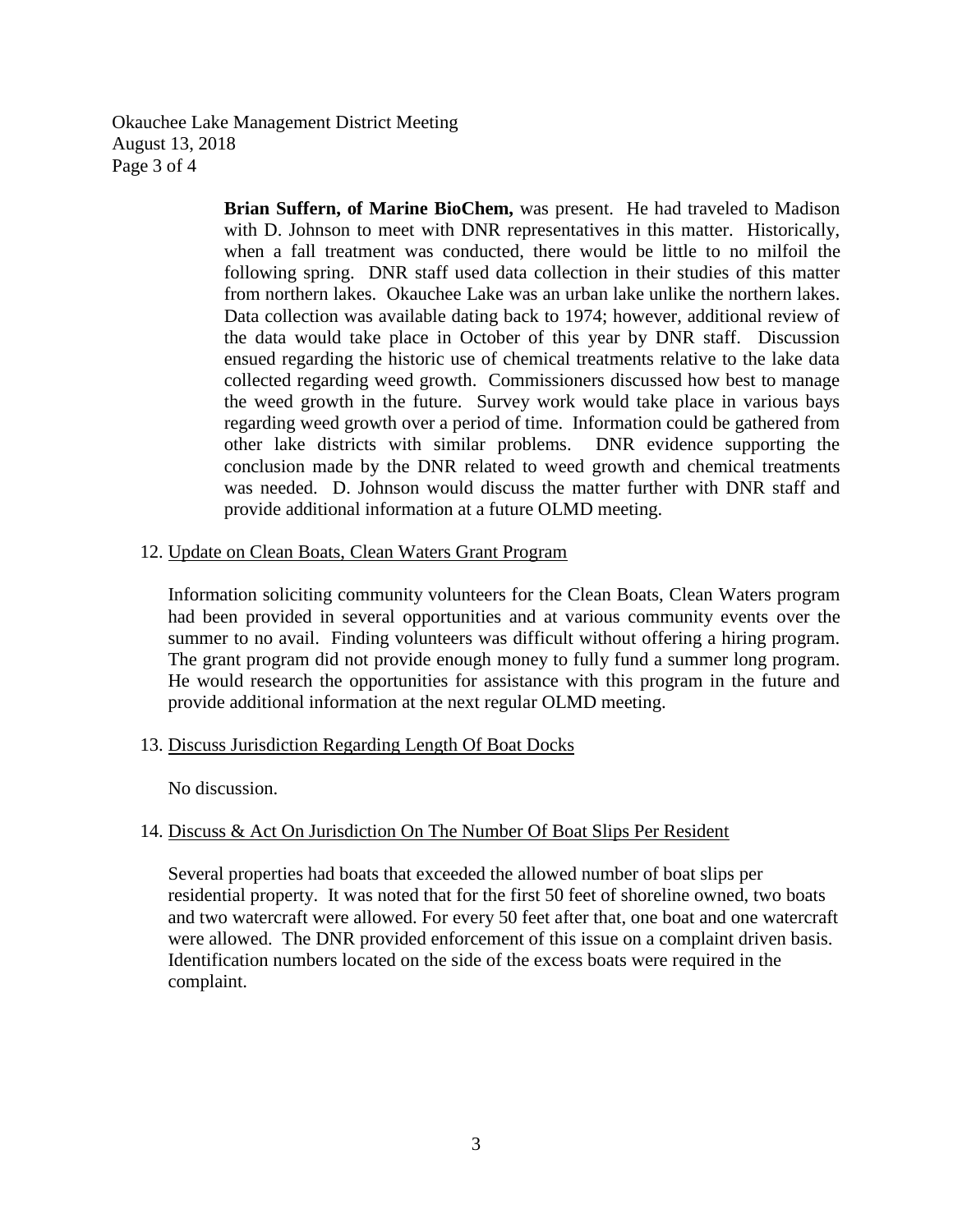**Brian Suffern, of Marine BioChem,** was present. He had traveled to Madison with D. Johnson to meet with DNR representatives in this matter. Historically, when a fall treatment was conducted, there would be little to no milfoil the following spring. DNR staff used data collection in their studies of this matter from northern lakes. Okauchee Lake was an urban lake unlike the northern lakes. Data collection was available dating back to 1974; however, additional review of the data would take place in October of this year by DNR staff. Discussion ensued regarding the historic use of chemical treatments relative to the lake data collected regarding weed growth. Commissioners discussed how best to manage the weed growth in the future. Survey work would take place in various bays regarding weed growth over a period of time. Information could be gathered from other lake districts with similar problems. DNR evidence supporting the conclusion made by the DNR related to weed growth and chemical treatments was needed. D. Johnson would discuss the matter further with DNR staff and provide additional information at a future OLMD meeting.

12. <u>Update on Clean Boats, Clean Waters Grant Program</u>

    Information soliciting community volunteers for the Clean Boats, Clean Waters program had been provided in several opportunities and at various community events over the summer to no avail. Finding volunteers was difficult without offering a hiring program. The grant program did not provide enough money to fully fund a summer long program. He would research the opportunities for assistance with this program in the future and provide additional information at the next regular OLMD meeting.

13. <u>Discuss Jurisdiction Regarding Length Of Boat Docks</u>

    No discussion.

14. <u>Discuss & Act On Jurisdiction On The Number Of Boat Slips Per Resident</u>

    Several properties had boats that exceeded the allowed number of boat slips per residential property. It was noted that for the first 50 feet of shoreline owned, two boats and two watercraft were allowed. For every 50 feet after that, one boat and one watercraft were allowed. The DNR provided enforcement of this issue on a complaint driven basis. Identification numbers located on the side of the excess boats were required in the complaint.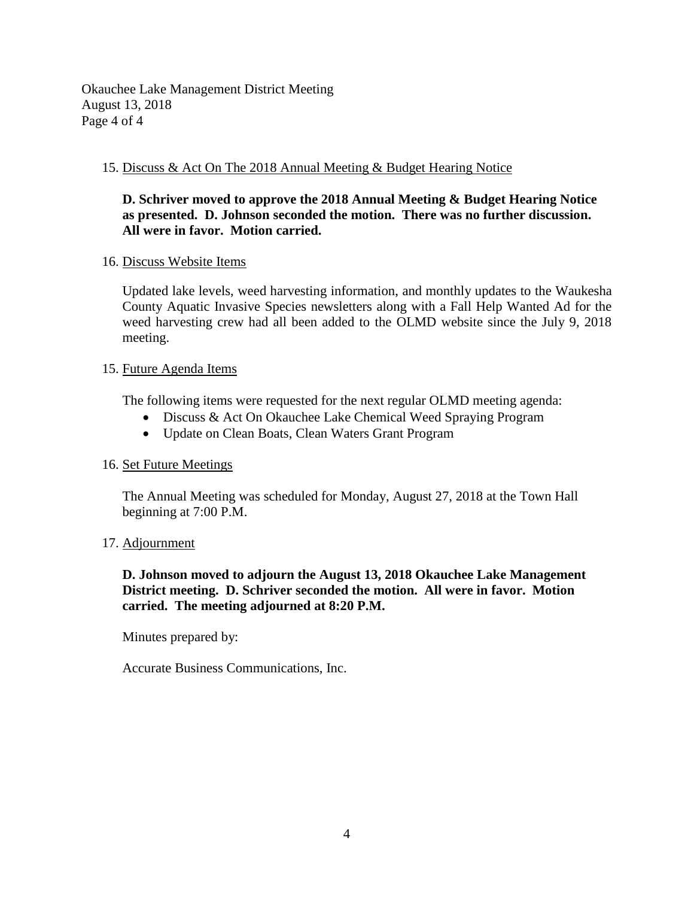15. Discuss & Act On The 2018 Annual Meeting & Budget Hearing Notice

    **D. Schriver moved to approve the 2018 Annual Meeting & Budget Hearing Notice as presented. D. Johnson seconded the motion. There was no further discussion. All were in favor. Motion carried.**

16. Discuss Website Items

    Updated lake levels, weed harvesting information, and monthly updates to the Waukesha County Aquatic Invasive Species newsletters along with a Fall Help Wanted Ad for the weed harvesting crew had all been added to the OLMD website since the July 9, 2018 meeting.

15. Future Agenda Items

    The following items were requested for the next regular OLMD meeting agenda:

    - Discuss & Act On Okauchee Lake Chemical Weed Spraying Program
    - Update on Clean Boats, Clean Waters Grant Program

16. Set Future Meetings

    The Annual Meeting was scheduled for Monday, August 27, 2018 at the Town Hall beginning at 7:00 P.M.

17. Adjournment

    **D. Johnson moved to adjourn the August 13, 2018 Okauchee Lake Management District meeting. D. Schriver seconded the motion. All were in favor. Motion carried. The meeting adjourned at 8:20 P.M.**

    Minutes prepared by:

    Accurate Business Communications, Inc.